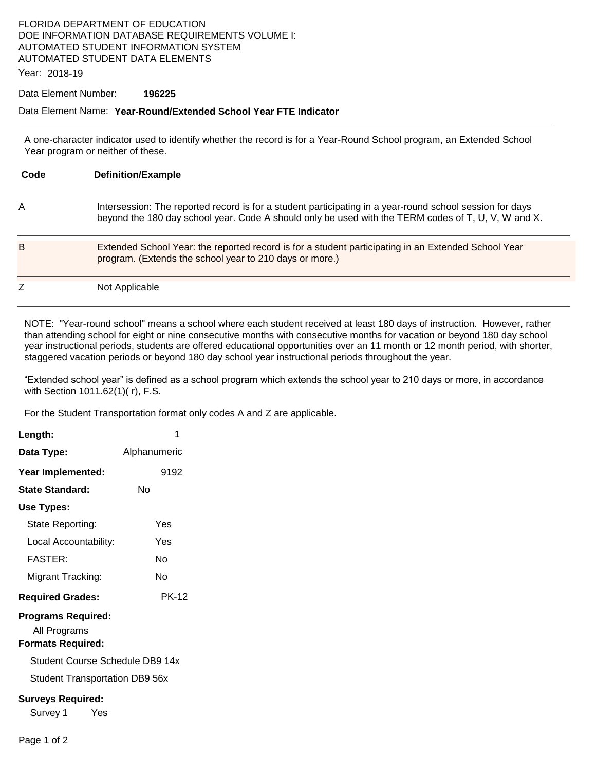FLORIDA DEPARTMENT OF EDUCATION
DOE INFORMATION DATABASE REQUIREMENTS VOLUME I:
AUTOMATED STUDENT INFORMATION SYSTEM
AUTOMATED STUDENT DATA ELEMENTS

Year: 2018-19

Data Element Number: **196225**

Data Element Name: **Year-Round/Extended School Year FTE Indicator**

---

A one-character indicator used to identify whether the record is for a Year-Round School program, an Extended School Year program or neither of these.

| Code | Definition/Example |
|---|---|
| A | Intersession: The reported record is for a student participating in a year-round school session for days beyond the 180 day school year. Code A should only be used with the TERM codes of T, U, V, W and X. |
| B | Extended School Year: the reported record is for a student participating in an Extended School Year program. (Extends the school year to 210 days or more.) |
| Z | Not Applicable |

NOTE: "Year-round school" means a school where each student received at least 180 days of instruction. However, rather than attending school for eight or nine consecutive months with consecutive months for vacation or beyond 180 day school year instructional periods, students are offered educational opportunities over an 11 month or 12 month period, with shorter, staggered vacation periods or beyond 180 day school year instructional periods throughout the year.

"Extended school year" is defined as a school program which extends the school year to 210 days or more, in accordance with Section 1011.62(1)( r), F.S.

For the Student Transportation format only codes A and Z are applicable.

**Length:** 1

**Data Type:** Alphanumeric

**Year Implemented:** 9192

**State Standard:** No

**Use Types:**

- State Reporting: Yes
- Local Accountability: Yes
- FASTER: No
- Migrant Tracking: No

**Required Grades:** PK-12

**Programs Required:**

All Programs

**Formats Required:**

Student Course Schedule DB9 14x

Student Transportation DB9 56x

**Surveys Required:**

Survey 1 Yes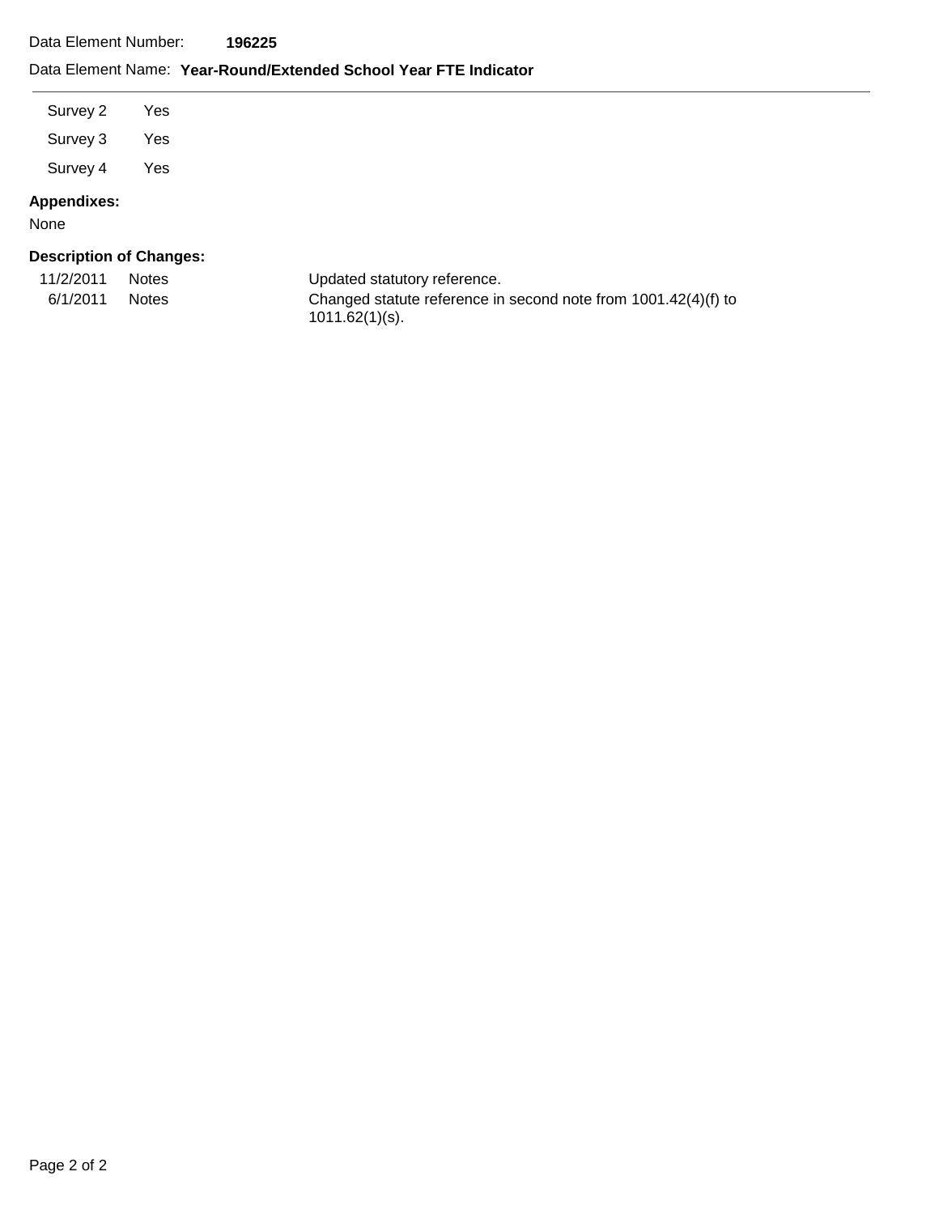Data Element Number: **196225**

Data Element Name: **Year-Round/Extended School Year FTE Indicator**

| | |
|---|---|
| Survey 2 | Yes |
| Survey 3 | Yes |
| Survey 4 | Yes |

**Appendixes:**

None

**Description of Changes:**

| | | |
|---|---|---|
| 11/2/2011 | Notes | Updated statutory reference. |
| 6/1/2011 | Notes | Changed statute reference in second note from 1001.42(4)(f) to 1011.62(1)(s). |